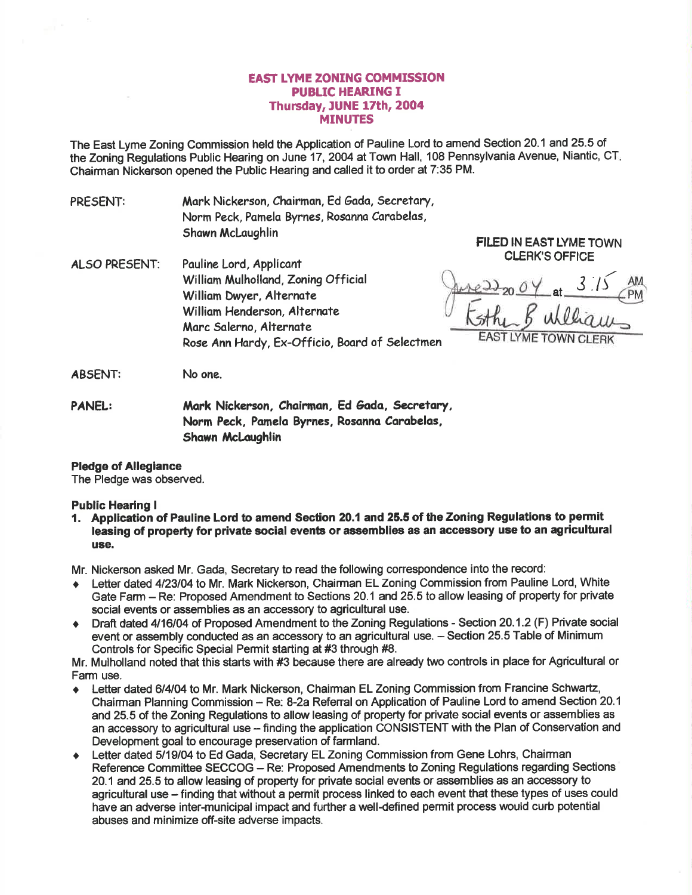# EAST LYME ZONING COMMISSION
## PUBLIC HEARING I
## Thursday, JUNE 17th, 2004
## MINUTES

The East Lyme Zoning Commission held the Application of Pauline Lord to amend Section 20.1 and 25.5 of the Zoning Regulations Public Hearing on June 17, 2004 at Town Hall, 108 Pennsylvania Avenue, Niantic, CT. Chairman Nickerson opened the Public Hearing and called it to order at 7:35 PM.

PRESENT: Mark Nickerson, Chairman, Ed Gada, Secretary, Norm Peck, Pamela Byrnes, Rosanna Carabelas, Shawn McLaughlin

ALSO PRESENT: Pauline Lord, Applicant
William Mulholland, Zoning Official
William Dwyer, Alternate
William Henderson, Alternate
Marc Salerno, Alternate
Rose Ann Hardy, Ex-Officio, Board of Selectmen

FILED IN EAST LYME TOWN CLERK'S OFFICE
June 22 2004 at 3:15 PM
Esther B Williams
EAST LYME TOWN CLERK

ABSENT: No one.

PANEL: **Mark Nickerson, Chairman, Ed Gada, Secretary, Norm Peck, Pamela Byrnes, Rosanna Carabelas, Shawn McLaughlin**

**Pledge of Allegiance**
The Pledge was observed.

**Public Hearing I**

1. **Application of Pauline Lord to amend Section 20.1 and 25.5 of the Zoning Regulations to permit leasing of property for private social events or assemblies as an accessory use to an agricultural use.**

Mr. Nickerson asked Mr. Gada, Secretary to read the following correspondence into the record:

- Letter dated 4/23/04 to Mr. Mark Nickerson, Chairman EL Zoning Commission from Pauline Lord, White Gate Farm – Re: Proposed Amendment to Sections 20.1 and 25.5 to allow leasing of property for private social events or assemblies as an accessory to agricultural use.
- Draft dated 4/16/04 of Proposed Amendment to the Zoning Regulations - Section 20.1.2 (F) Private social event or assembly conducted as an accessory to an agricultural use. – Section 25.5 Table of Minimum Controls for Specific Special Permit starting at #3 through #8.

Mr. Mulholland noted that this starts with #3 because there are already two controls in place for Agricultural or Farm use.

- Letter dated 6/4/04 to Mr. Mark Nickerson, Chairman EL Zoning Commission from Francine Schwartz, Chairman Planning Commission – Re: 8-2a Referral on Application of Pauline Lord to amend Section 20.1 and 25.5 of the Zoning Regulations to allow leasing of property for private social events or assemblies as an accessory to agricultural use – finding the application CONSISTENT with the Plan of Conservation and Development goal to encourage preservation of farmland.
- Letter dated 5/19/04 to Ed Gada, Secretary EL Zoning Commission from Gene Lohrs, Chairman Reference Committee SECCOG – Re: Proposed Amendments to Zoning Regulations regarding Sections 20.1 and 25.5 to allow leasing of property for private social events or assemblies as an accessory to agricultural use – finding that without a permit process linked to each event that these types of uses could have an adverse inter-municipal impact and further a well-defined permit process would curb potential abuses and minimize off-site adverse impacts.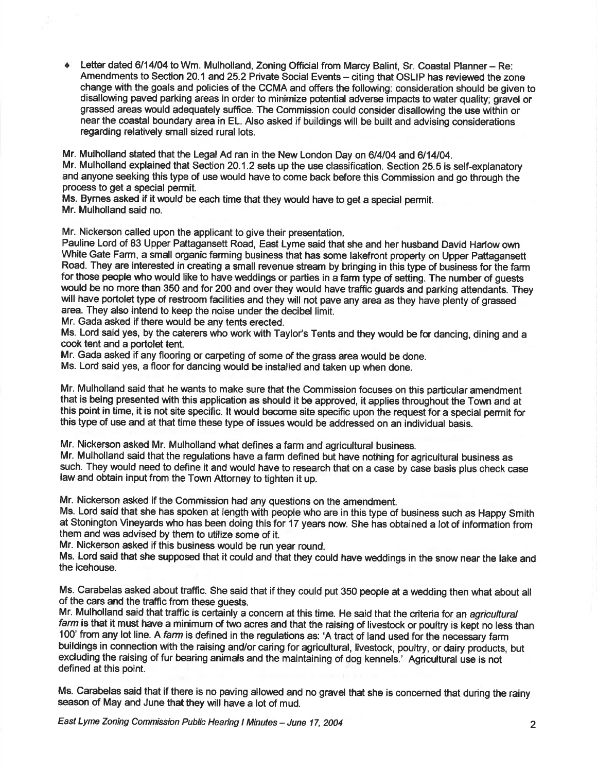- Letter dated 6/14/04 to Wm. Mulholland, Zoning Official from Marcy Balint, Sr. Coastal Planner – Re: Amendments to Section 20.1 and 25.2 Private Social Events – citing that OSLIP has reviewed the zone change with the goals and policies of the CCMA and offers the following: consideration should be given to disallowing paved parking areas in order to minimize potential adverse impacts to water quality; gravel or grassed areas would adequately suffice. The Commission could consider disallowing the use within or near the coastal boundary area in EL. Also asked if buildings will be built and advising considerations regarding relatively small sized rural lots.

Mr. Mulholland stated that the Legal Ad ran in the New London Day on 6/4/04 and 6/14/04.
Mr. Mulholland explained that Section 20.1.2 sets up the use classification. Section 25.5 is self-explanatory and anyone seeking this type of use would have to come back before this Commission and go through the process to get a special permit.
Ms. Byrnes asked if it would be each time that they would have to get a special permit.
Mr. Mulholland said no.

Mr. Nickerson called upon the applicant to give their presentation.
Pauline Lord of 83 Upper Pattagansett Road, East Lyme said that she and her husband David Harlow own White Gate Farm, a small organic farming business that has some lakefront property on Upper Pattagansett Road. They are interested in creating a small revenue stream by bringing in this type of business for the farm for those people who would like to have weddings or parties in a farm type of setting. The number of guests would be no more than 350 and for 200 and over they would have traffic guards and parking attendants. They will have portolet type of restroom facilities and they will not pave any area as they have plenty of grassed area. They also intend to keep the noise under the decibel limit.
Mr. Gada asked if there would be any tents erected.
Ms. Lord said yes, by the caterers who work with Taylor's Tents and they would be for dancing, dining and a cook tent and a portolet tent.
Mr. Gada asked if any flooring or carpeting of some of the grass area would be done.
Ms. Lord said yes, a floor for dancing would be installed and taken up when done.

Mr. Mulholland said that he wants to make sure that the Commission focuses on this particular amendment that is being presented with this application as should it be approved, it applies throughout the Town and at this point in time, it is not site specific. It would become site specific upon the request for a special permit for this type of use and at that time these type of issues would be addressed on an individual basis.

Mr. Nickerson asked Mr. Mulholland what defines a farm and agricultural business.
Mr. Mulholland said that the regulations have a farm defined but have nothing for agricultural business as such. They would need to define it and would have to research that on a case by case basis plus check case law and obtain input from the Town Attorney to tighten it up.

Mr. Nickerson asked if the Commission had any questions on the amendment.
Ms. Lord said that she has spoken at length with people who are in this type of business such as Happy Smith at Stonington Vineyards who has been doing this for 17 years now. She has obtained a lot of information from them and was advised by them to utilize some of it.
Mr. Nickerson asked if this business would be run year round.
Ms. Lord said that she supposed that it could and that they could have weddings in the snow near the lake and the icehouse.

Ms. Carabelas asked about traffic. She said that if they could put 350 people at a wedding then what about all of the cars and the traffic from these guests.
Mr. Mulholland said that traffic is certainly a concern at this time. He said that the criteria for an *agricultural farm* is that it must have a minimum of two acres and that the raising of livestock or poultry is kept no less than 100' from any lot line. A *farm* is defined in the regulations as: 'A tract of land used for the necessary farm buildings in connection with the raising and/or caring for agricultural, livestock, poultry, or dairy products, but excluding the raising of fur bearing animals and the maintaining of dog kennels.' Agricultural use is not defined at this point.

Ms. Carabelas said that if there is no paving allowed and no gravel that she is concerned that during the rainy season of May and June that they will have a lot of mud.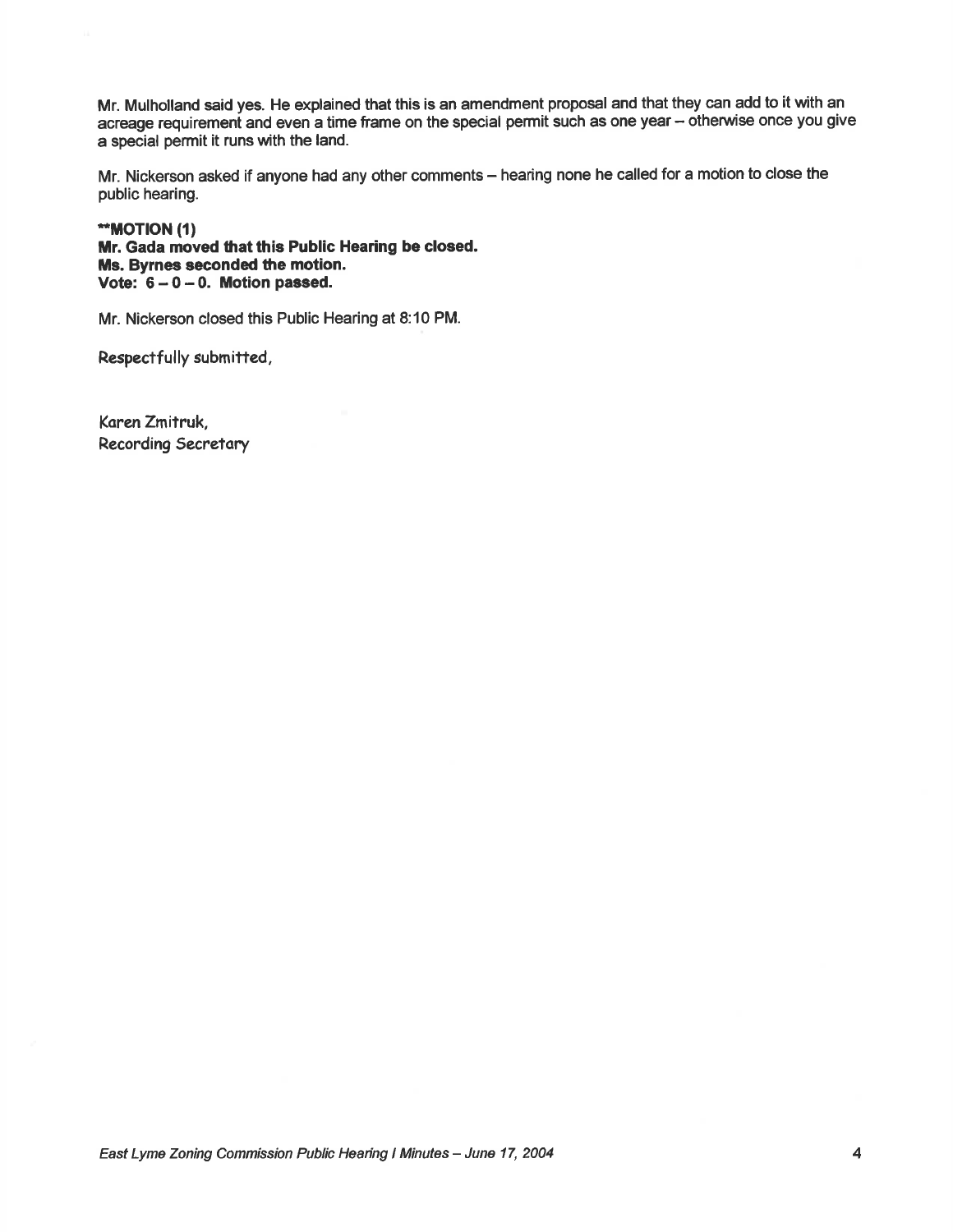Mr. Mulholland said yes. He explained that this is an amendment proposal and that they can add to it with an acreage requirement and even a time frame on the special permit such as one year – otherwise once you give a special permit it runs with the land.

Mr. Nickerson asked if anyone had any other comments – hearing none he called for a motion to close the public hearing.

****MOTION (1)**
**Mr. Gada moved that this Public Hearing be closed.**
**Ms. Byrnes seconded the motion.**
**Vote: 6 – 0 – 0. Motion passed.**

Mr. Nickerson closed this Public Hearing at 8:10 PM.

Respectfully submitted,

Karen Zmitruk,
Recording Secretary